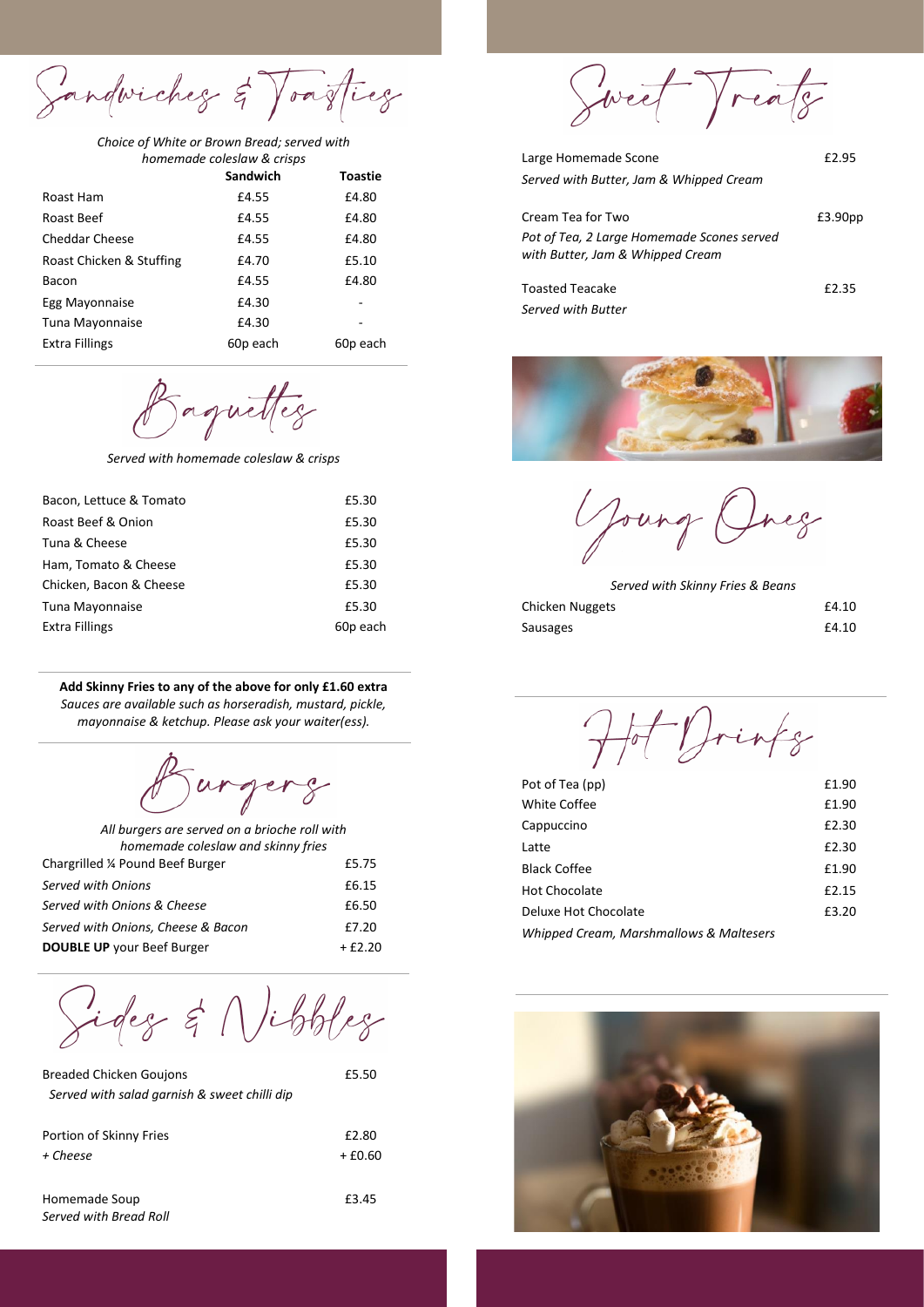## Sandwiches & Toasties

*Choice of White or Brown Bread; served with homemade coleslaw & crisps*

| | Sandwich | Toastie |
|---|---|---|
| Roast Ham | £4.55 | £4.80 |
| Roast Beef | £4.55 | £4.80 |
| Cheddar Cheese | £4.55 | £4.80 |
| Roast Chicken & Stuffing | £4.70 | £5.10 |
| Bacon | £4.55 | £4.80 |
| Egg Mayonnaise | £4.30 | - |
| Tuna Mayonnaise | £4.30 | - |
| Extra Fillings | 60p each | 60p each |

## Baguettes

*Served with homemade coleslaw & crisps*

| | |
|---|---|
| Bacon, Lettuce & Tomato | £5.30 |
| Roast Beef & Onion | £5.30 |
| Tuna & Cheese | £5.30 |
| Ham, Tomato & Cheese | £5.30 |
| Chicken, Bacon & Cheese | £5.30 |
| Tuna Mayonnaise | £5.30 |
| Extra Fillings | 60p each |

**Add Skinny Fries to any of the above for only £1.60 extra**
*Sauces are available such as horseradish, mustard, pickle, mayonnaise & ketchup. Please ask your waiter(ess).*

## Burgers

*All burgers are served on a brioche roll with homemade coleslaw and skinny fries*

| | |
|---|---|
| Chargrilled ¼ Pound Beef Burger | £5.75 |
| *Served with Onions* | £6.15 |
| *Served with Onions & Cheese* | £6.50 |
| *Served with Onions, Cheese & Bacon* | £7.20 |
| **DOUBLE UP** your Beef Burger | + £2.20 |

## Sides & Nibbles

| | |
|---|---|
| Breaded Chicken Goujons<br>*Served with salad garnish & sweet chilli dip* | £5.50 |
| Portion of Skinny Fries | £2.80 |
| *+ Cheese* | + £0.60 |
| Homemade Soup<br>*Served with Bread Roll* | £3.45 |

## Sweet Treats

| | |
|---|---|
| Large Homemade Scone<br>*Served with Butter, Jam & Whipped Cream* | £2.95 |
| Cream Tea for Two<br>*Pot of Tea, 2 Large Homemade Scones served with Butter, Jam & Whipped Cream* | £3.90pp |
| Toasted Teacake<br>*Served with Butter* | £2.35 |

## Young Ones

*Served with Skinny Fries & Beans*

| | |
|---|---|
| Chicken Nuggets | £4.10 |
| Sausages | £4.10 |

## Hot Drinks

| | |
|---|---|
| Pot of Tea (pp) | £1.90 |
| White Coffee | £1.90 |
| Cappuccino | £2.30 |
| Latte | £2.30 |
| Black Coffee | £1.90 |
| Hot Chocolate | £2.15 |
| Deluxe Hot Chocolate<br>*Whipped Cream, Marshmallows & Maltesers* | £3.20 |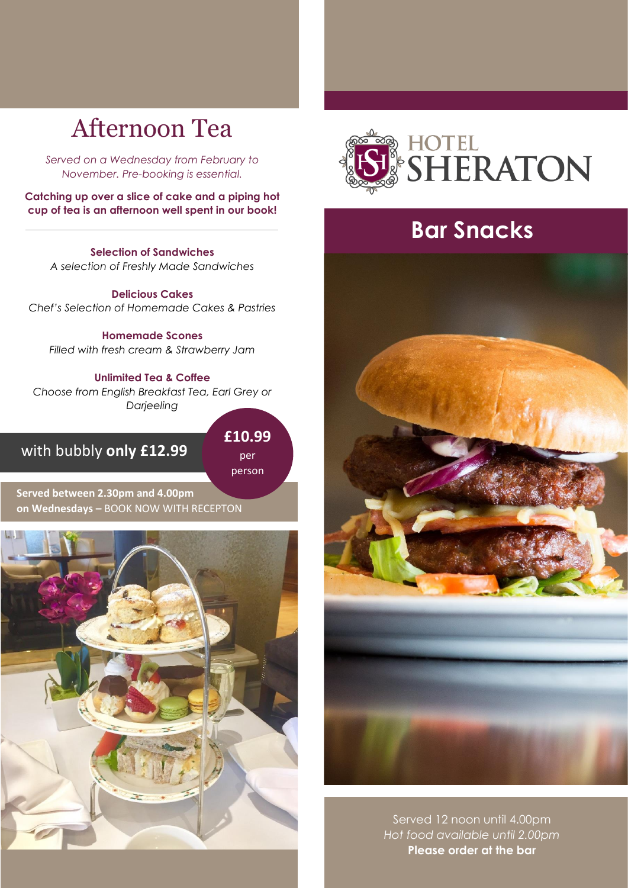# Afternoon Tea

*Served on a Wednesday from February to November. Pre-booking is essential.*

**Catching up over a slice of cake and a piping hot cup of tea is an afternoon well spent in our book!**

---

**Selection of Sandwiches**
*A selection of Freshly Made Sandwiches*

**Delicious Cakes**
*Chef's Selection of Homemade Cakes & Pastries*

**Homemade Scones**
*Filled with fresh cream & Strawberry Jam*

**Unlimited Tea & Coffee**
*Choose from English Breakfast Tea, Earl Grey or Darjeeling*

**£10.99** per person

with bubbly **only £12.99**

**Served between 2.30pm and 4.00pm on Wednesdays –** BOOK NOW WITH RECEPTON

HOTEL SHERATON

# Bar Snacks

Served 12 noon until 4.00pm
*Hot food available until 2.00pm*
**Please order at the bar**